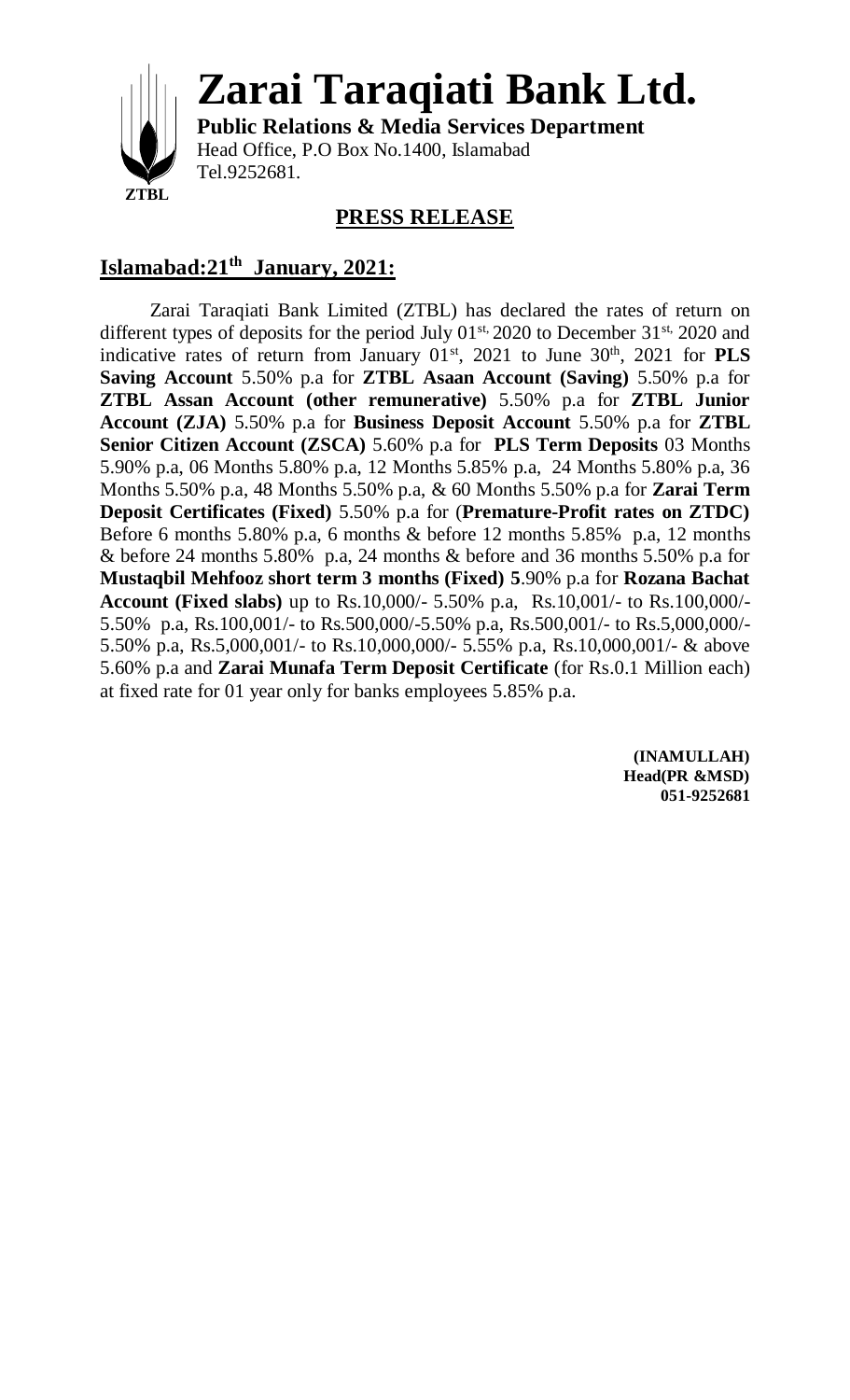# Zarai Taraqiati Bank Ltd.

**Public Relations & Media Services Department**
Head Office, P.O Box No.1400, Islamabad
Tel.9252681.

ZTBL

## PRESS RELEASE

**Islamabad:21th January, 2021:**

Zarai Taraqiati Bank Limited (ZTBL) has declared the rates of return on different types of deposits for the period July 01st, 2020 to December 31st, 2020 and indicative rates of return from January 01st, 2021 to June 30th, 2021 for **PLS Saving Account** 5.50% p.a for **ZTBL Asaan Account (Saving)** 5.50% p.a for **ZTBL Assan Account (other remunerative)** 5.50% p.a for **ZTBL Junior Account (ZJA)** 5.50% p.a for **Business Deposit Account** 5.50% p.a for **ZTBL Senior Citizen Account (ZSCA)** 5.60% p.a for **PLS Term Deposits** 03 Months 5.90% p.a, 06 Months 5.80% p.a, 12 Months 5.85% p.a, 24 Months 5.80% p.a, 36 Months 5.50% p.a, 48 Months 5.50% p.a, & 60 Months 5.50% p.a for **Zarai Term Deposit Certificates (Fixed)** 5.50% p.a for (**Premature-Profit rates on ZTDC)** Before 6 months 5.80% p.a, 6 months & before 12 months 5.85% p.a, 12 months & before 24 months 5.80% p.a, 24 months & before and 36 months 5.50% p.a for **Mustaqbil Mehfooz short term 3 months (Fixed) 5**.90% p.a for **Rozana Bachat Account (Fixed slabs)** up to Rs.10,000/- 5.50% p.a, Rs.10,001/- to Rs.100,000/- 5.50% p.a, Rs.100,001/- to Rs.500,000/-5.50% p.a, Rs.500,001/- to Rs.5,000,000/- 5.50% p.a, Rs.5,000,001/- to Rs.10,000,000/- 5.55% p.a, Rs.10,000,001/- & above 5.60% p.a and **Zarai Munafa Term Deposit Certificate** (for Rs.0.1 Million each) at fixed rate for 01 year only for banks employees 5.85% p.a.

**(INAMULLAH)**
**Head(PR &MSD)**
**051-9252681**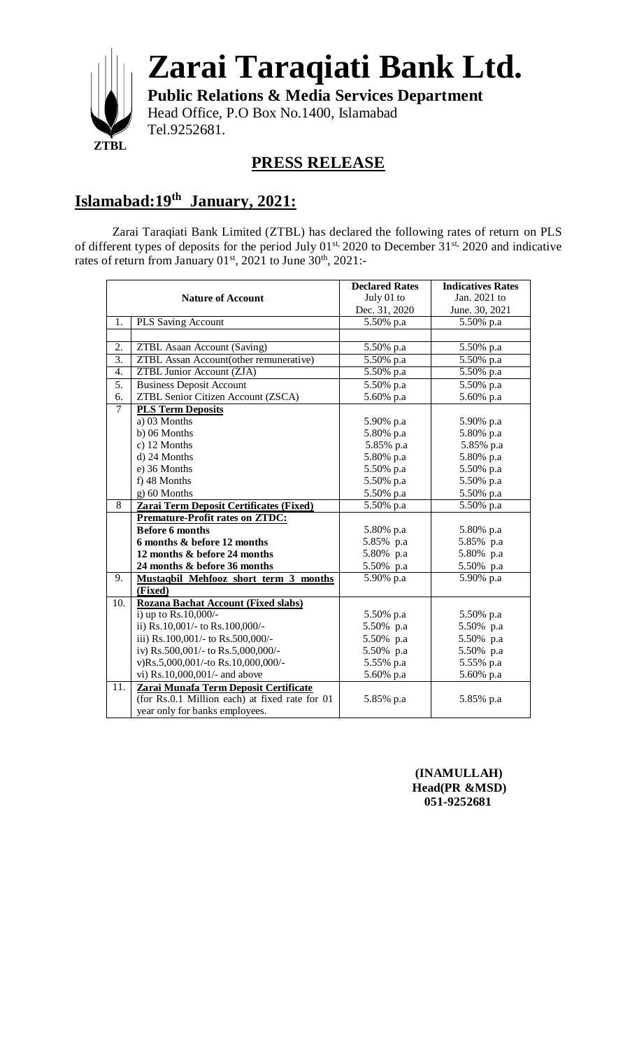# Zarai Taraqiati Bank Ltd.

**Public Relations & Media Services Department**
Head Office, P.O Box No.1400, Islamabad
Tel.9252681.

ZTBL

## PRESS RELEASE

## Islamabad:19th January, 2021:

Zarai Taraqiati Bank Limited (ZTBL) has declared the following rates of return on PLS of different types of deposits for the period July 01st, 2020 to December 31st, 2020 and indicative rates of return from January 01st, 2021 to June 30th, 2021:-

| | Nature of Account | Declared Rates July 01 to Dec. 31, 2020 | Indicatives Rates Jan. 2021 to June. 30, 2021 |
|---|---|---|---|
| 1. | PLS Saving Account | 5.50% p.a | 5.50% p.a |
| | | | |
| 2. | ZTBL Asaan Account (Saving) | 5.50% p.a | 5.50% p.a |
| 3. | ZTBL Assan Account(other remunerative) | 5.50% p.a | 5.50% p.a |
| 4. | ZTBL Junior Account (ZJA) | 5.50% p.a | 5.50% p.a |
| 5. | Business Deposit Account | 5.50% p.a | 5.50% p.a |
| 6. | ZTBL Senior Citizen Account (ZSCA) | 5.60% p.a | 5.60% p.a |
| 7 | **PLS Term Deposits** | | |
| | a) 03 Months | 5.90% p.a | 5.90% p.a |
| | b) 06 Months | 5.80% p.a | 5.80% p.a |
| | c) 12 Months | 5.85% p.a | 5.85% p.a |
| | d) 24 Months | 5.80% p.a | 5.80% p.a |
| | e) 36 Months | 5.50% p.a | 5.50% p.a |
| | f) 48 Months | 5.50% p.a | 5.50% p.a |
| | g) 60 Months | 5.50% p.a | 5.50% p.a |
| 8 | **Zarai Term Deposit Certificates (Fixed)** | 5.50% p.a | 5.50% p.a |
| | **Premature-Profit rates on ZTDC:** | | |
| | **Before 6 months** | 5.80% p.a | 5.80% p.a |
| | **6 months & before 12 months** | 5.85% p.a | 5.85% p.a |
| | **12 months & before 24 months** | 5.80% p.a | 5.80% p.a |
| | **24 months & before 36 months** | 5.50% p.a | 5.50% p.a |
| 9. | **Mustaqbil Mehfooz short term 3 months (Fixed)** | 5.90% p.a | 5.90% p.a |
| 10. | **Rozana Bachat Account (Fixed slabs)** | | |
| | i) up to Rs.10,000/- | 5.50% p.a | 5.50% p.a |
| | ii) Rs.10,001/- to Rs.100,000/- | 5.50% p.a | 5.50% p.a |
| | iii) Rs.100,001/- to Rs.500,000/- | 5.50% p.a | 5.50% p.a |
| | iv) Rs.500,001/- to Rs.5,000,000/- | 5.50% p.a | 5.50% p.a |
| | v)Rs.5,000,001/-to Rs.10,000,000/- | 5.55% p.a | 5.55% p.a |
| | vi) Rs.10,000,001/- and above | 5.60% p.a | 5.60% p.a |
| 11. | **Zarai Munafa Term Deposit Certificate** (for Rs.0.1 Million each) at fixed rate for 01 year only for banks employees. | 5.85% p.a | 5.85% p.a |

**(INAMULLAH)**
**Head(PR &MSD)**
**051-9252681**